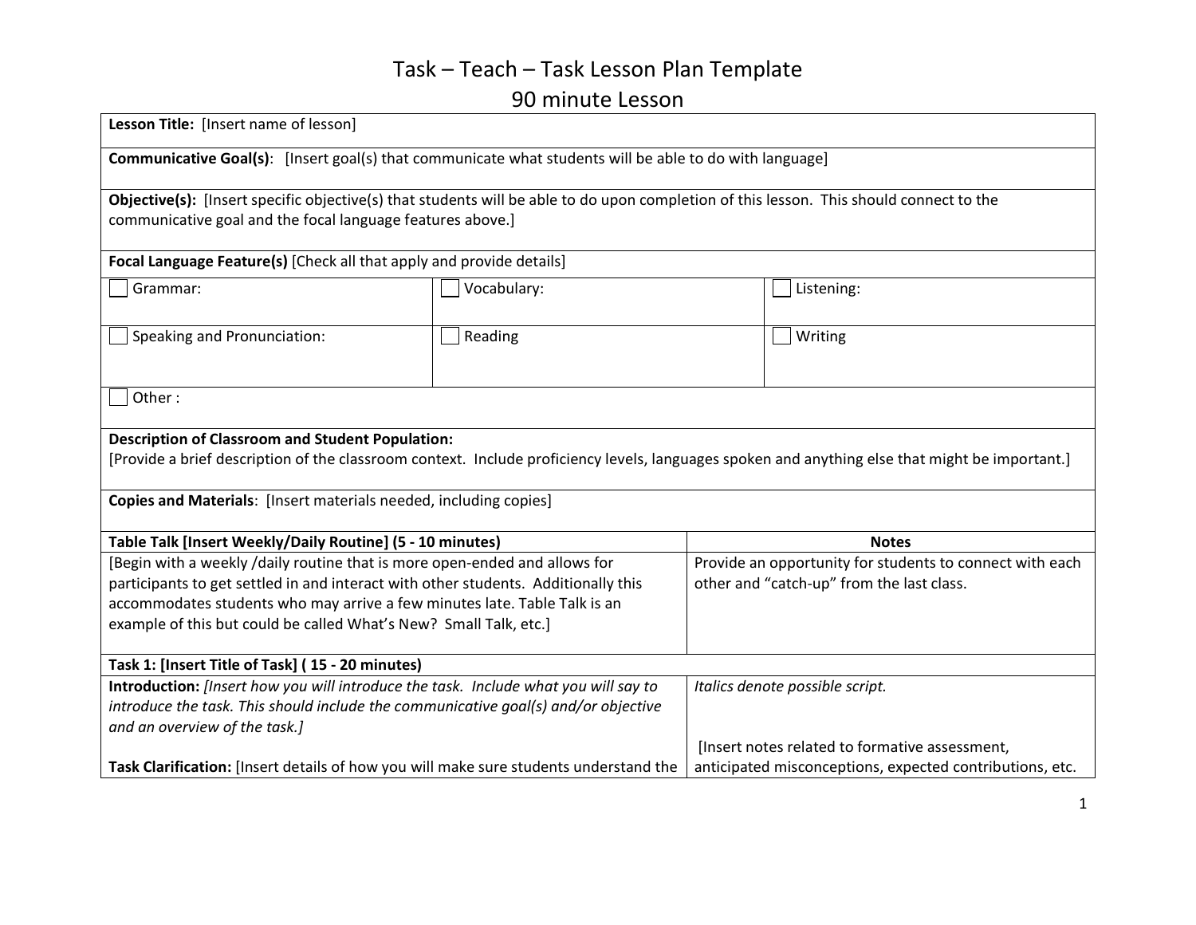# Task – Teach – Task Lesson Plan Template
## 90 minute Lesson

**Lesson Title:** [Insert name of lesson]

**Communicative Goal(s)**: [Insert goal(s) that communicate what students will be able to do with language]

**Objective(s):** [Insert specific objective(s) that students will be able to do upon completion of this lesson. This should connect to the communicative goal and the focal language features above.]

**Focal Language Feature(s)** [Check all that apply and provide details]

| | | |
|---|---|---|
| ☐ Grammar: | ☐ Vocabulary: | ☐ Listening: |
| ☐ Speaking and Pronunciation: | ☐ Reading | ☐ Writing |
| ☐ Other : | | |

**Description of Classroom and Student Population:**
[Provide a brief description of the classroom context. Include proficiency levels, languages spoken and anything else that might be important.]

**Copies and Materials**: [Insert materials needed, including copies]

| **Table Talk [Insert Weekly/Daily Routine] (5 - 10 minutes)** | **Notes** |
|---|---|
| [Begin with a weekly /daily routine that is more open-ended and allows for participants to get settled in and interact with other students. Additionally this accommodates students who may arrive a few minutes late. Table Talk is an example of this but could be called What's New? Small Talk, etc.] | Provide an opportunity for students to connect with each other and "catch-up" from the last class. |
| **Task 1: [Insert Title of Task] ( 15 - 20 minutes)** | |
| **Introduction:** *[Insert how you will introduce the task. Include what you will say to introduce the task. This should include the communicative goal(s) and/or objective and an overview of the task.]*<br><br>**Task Clarification:** [Insert details of how you will make sure students understand the | *Italics denote possible script.*<br><br>[Insert notes related to formative assessment, anticipated misconceptions, expected contributions, etc. |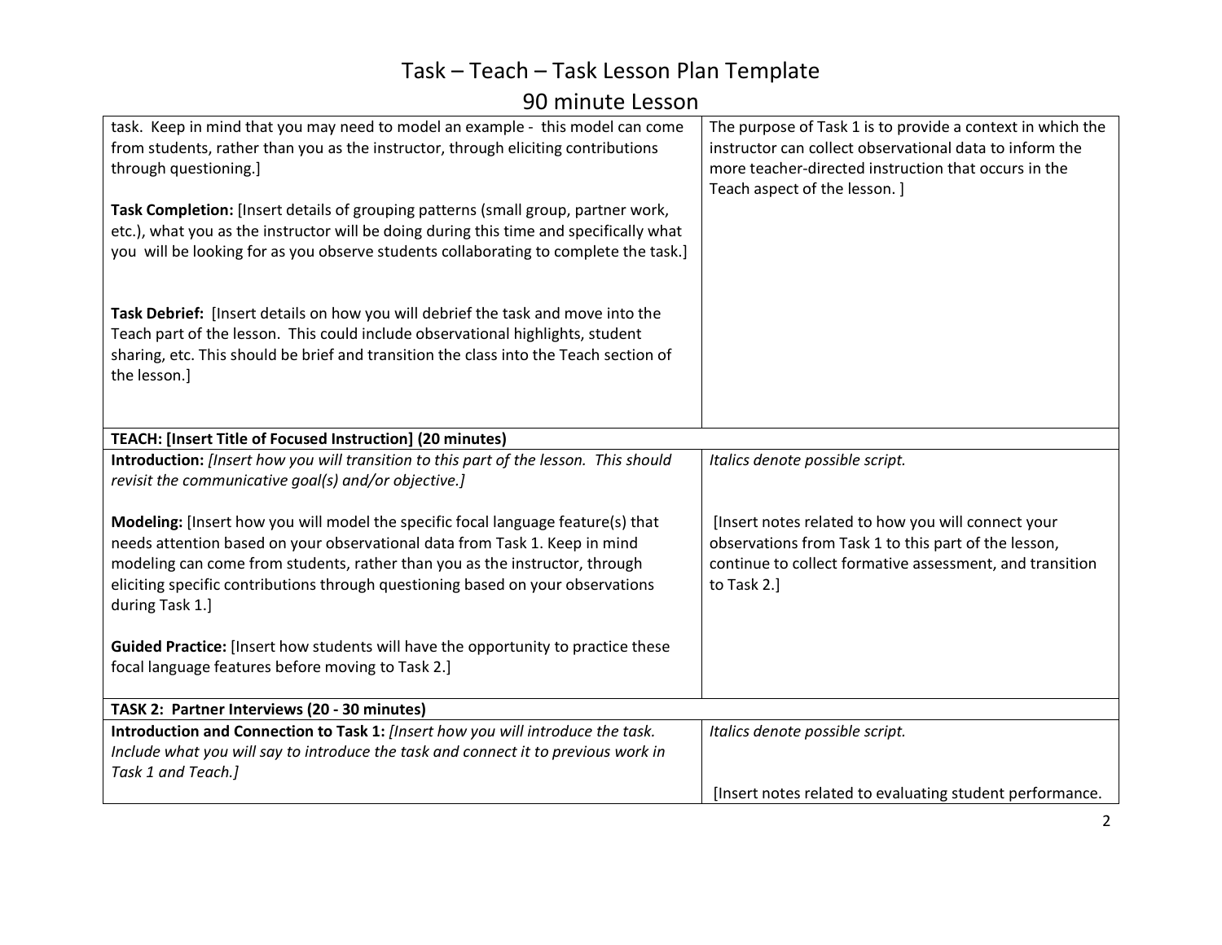# Task – Teach – Task Lesson Plan Template

## 90 minute Lesson

| | |
|---|---|
| task. Keep in mind that you may need to model an example - this model can come from students, rather than you as the instructor, through eliciting contributions through questioning.]<br><br>**Task Completion:** [Insert details of grouping patterns (small group, partner work, etc.), what you as the instructor will be doing during this time and specifically what you will be looking for as you observe students collaborating to complete the task.]<br><br>**Task Debrief:** [Insert details on how you will debrief the task and move into the Teach part of the lesson. This could include observational highlights, student sharing, etc. This should be brief and transition the class into the Teach section of the lesson.] | The purpose of Task 1 is to provide a context in which the instructor can collect observational data to inform the more teacher-directed instruction that occurs in the Teach aspect of the lesson. ] |
| **TEACH: [Insert Title of Focused Instruction] (20 minutes)** | |
| **Introduction:** *[Insert how you will transition to this part of the lesson. This should revisit the communicative goal(s) and/or objective.]*<br><br>**Modeling:** [Insert how you will model the specific focal language feature(s) that needs attention based on your observational data from Task 1. Keep in mind modeling can come from students, rather than you as the instructor, through eliciting specific contributions through questioning based on your observations during Task 1.]<br><br>**Guided Practice:** [Insert how students will have the opportunity to practice these focal language features before moving to Task 2.] | *Italics denote possible script.*<br><br>[Insert notes related to how you will connect your observations from Task 1 to this part of the lesson, continue to collect formative assessment, and transition to Task 2.] |
| **TASK 2: Partner Interviews (20 - 30 minutes)** | |
| **Introduction and Connection to Task 1:** *[Insert how you will introduce the task. Include what you will say to introduce the task and connect it to previous work in Task 1 and Teach.]* | *Italics denote possible script.*<br><br>[Insert notes related to evaluating student performance. |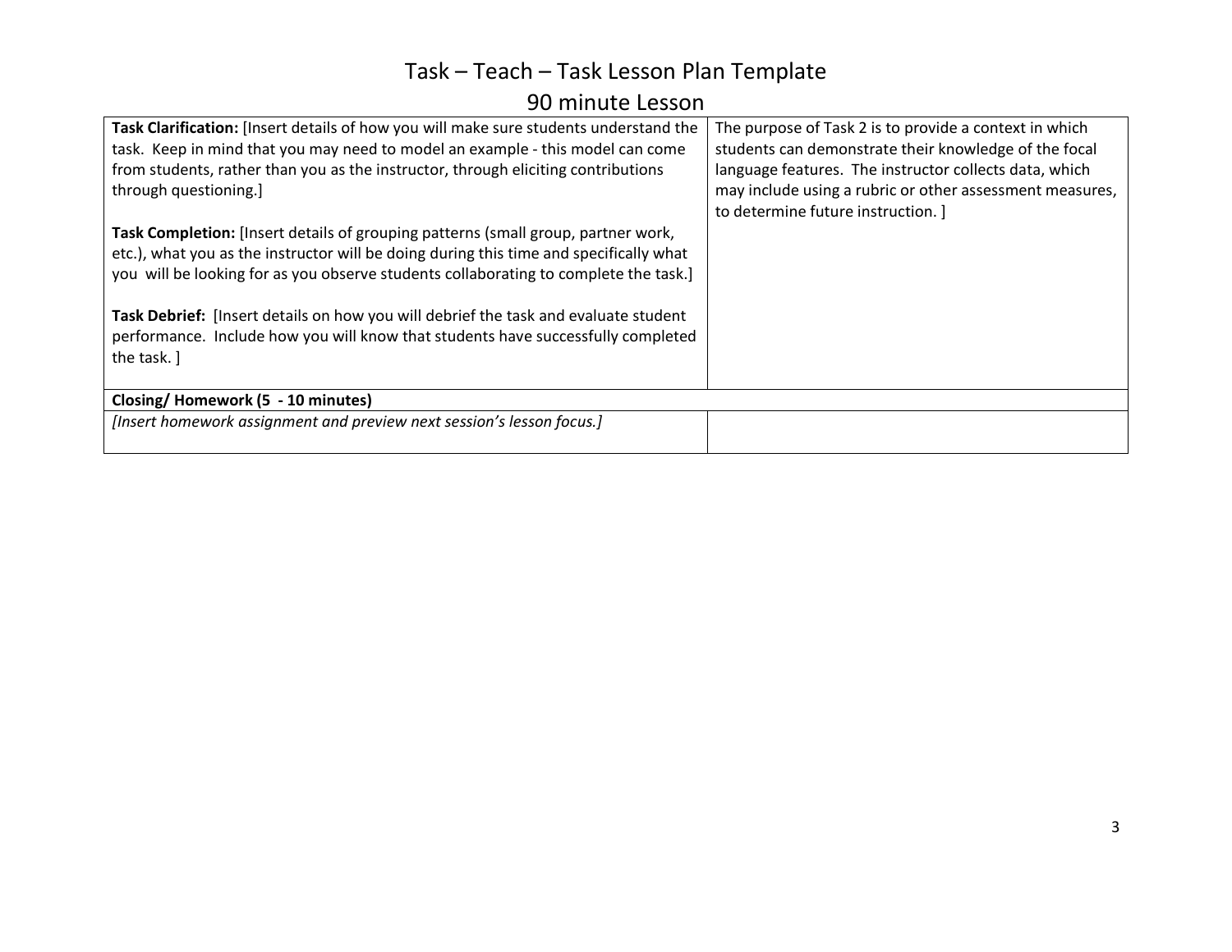# Task – Teach – Task Lesson Plan Template

## 90 minute Lesson

| | |
|---|---|
| **Task Clarification:** [Insert details of how you will make sure students understand the task. Keep in mind that you may need to model an example - this model can come from students, rather than you as the instructor, through eliciting contributions through questioning.]<br><br>**Task Completion:** [Insert details of grouping patterns (small group, partner work, etc.), what you as the instructor will be doing during this time and specifically what you will be looking for as you observe students collaborating to complete the task.]<br><br>**Task Debrief:** [Insert details on how you will debrief the task and evaluate student performance. Include how you will know that students have successfully completed the task. ] | The purpose of Task 2 is to provide a context in which students can demonstrate their knowledge of the focal language features. The instructor collects data, which may include using a rubric or other assessment measures, to determine future instruction. ] |
| **Closing/ Homework (5 - 10 minutes)** | |
| *[Insert homework assignment and preview next session's lesson focus.]* | |